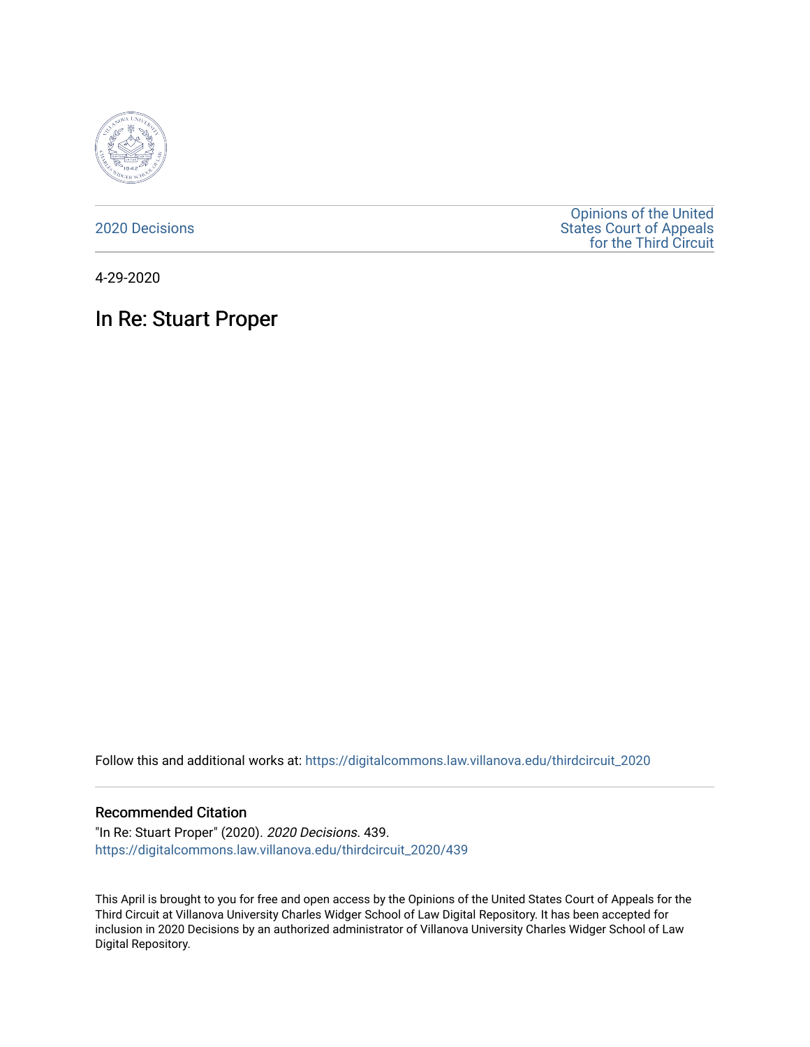2020 Decisions

Opinions of the United States Court of Appeals for the Third Circuit

4-29-2020

# In Re: Stuart Proper

Follow this and additional works at: https://digitalcommons.law.villanova.edu/thirdcircuit_2020

## Recommended Citation

"In Re: Stuart Proper" (2020). *2020 Decisions*. 439.
https://digitalcommons.law.villanova.edu/thirdcircuit_2020/439

This April is brought to you for free and open access by the Opinions of the United States Court of Appeals for the Third Circuit at Villanova University Charles Widger School of Law Digital Repository. It has been accepted for inclusion in 2020 Decisions by an authorized administrator of Villanova University Charles Widger School of Law Digital Repository.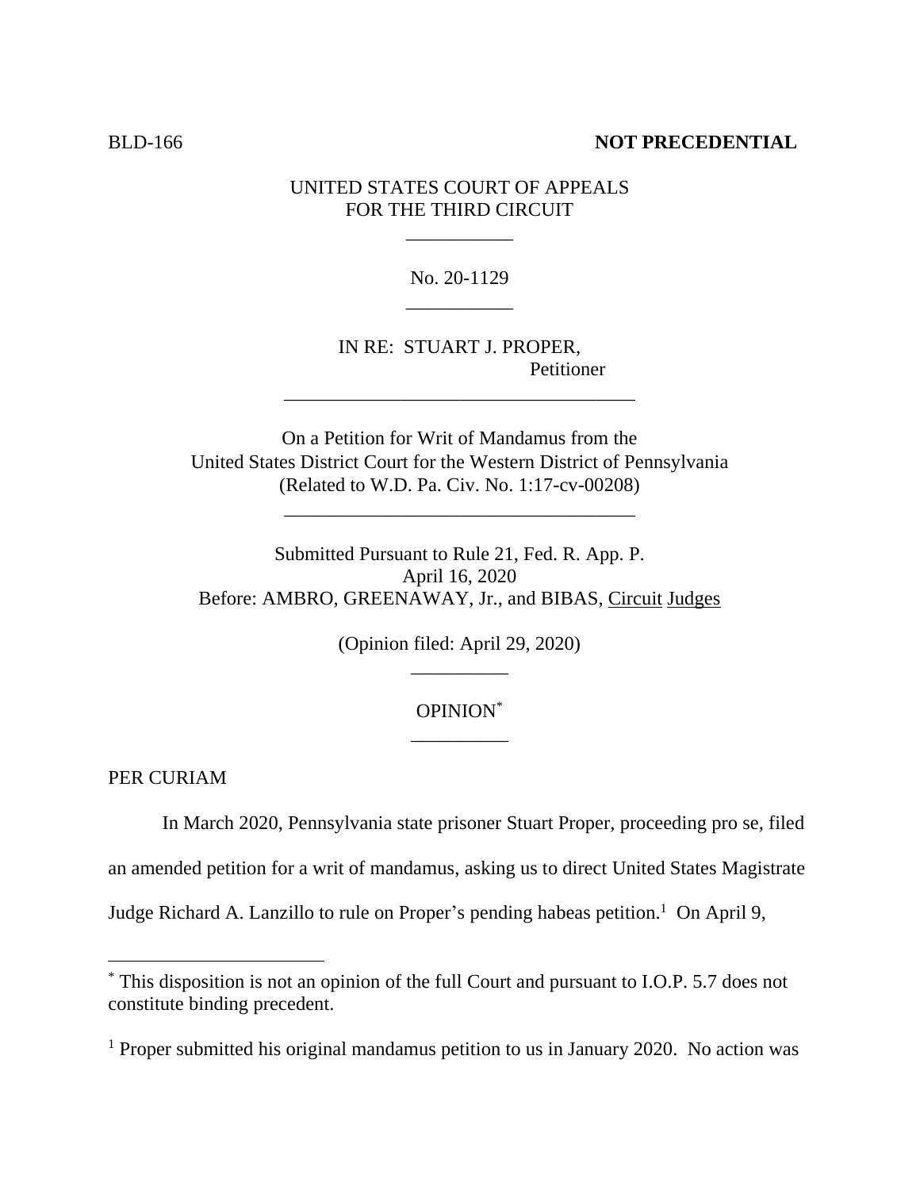BLD-166 **NOT PRECEDENTIAL**

UNITED STATES COURT OF APPEALS
FOR THE THIRD CIRCUIT

___________

No. 20-1129

___________

IN RE: STUART J. PROPER,
Petitioner

____________________________________

On a Petition for Writ of Mandamus from the
United States District Court for the Western District of Pennsylvania
(Related to W.D. Pa. Civ. No. 1:17-cv-00208)

____________________________________

Submitted Pursuant to Rule 21, Fed. R. App. P.
April 16, 2020
Before: AMBRO, GREENAWAY, Jr., and BIBAS, Circuit Judges

(Opinion filed: April 29, 2020)

__________

OPINION[*]

__________

PER CURIAM

In March 2020, Pennsylvania state prisoner Stuart Proper, proceeding pro se, filed an amended petition for a writ of mandamus, asking us to direct United States Magistrate Judge Richard A. Lanzillo to rule on Proper's pending habeas petition.[1] On April 9,

---

[*] This disposition is not an opinion of the full Court and pursuant to I.O.P. 5.7 does not constitute binding precedent.

[1] Proper submitted his original mandamus petition to us in January 2020. No action was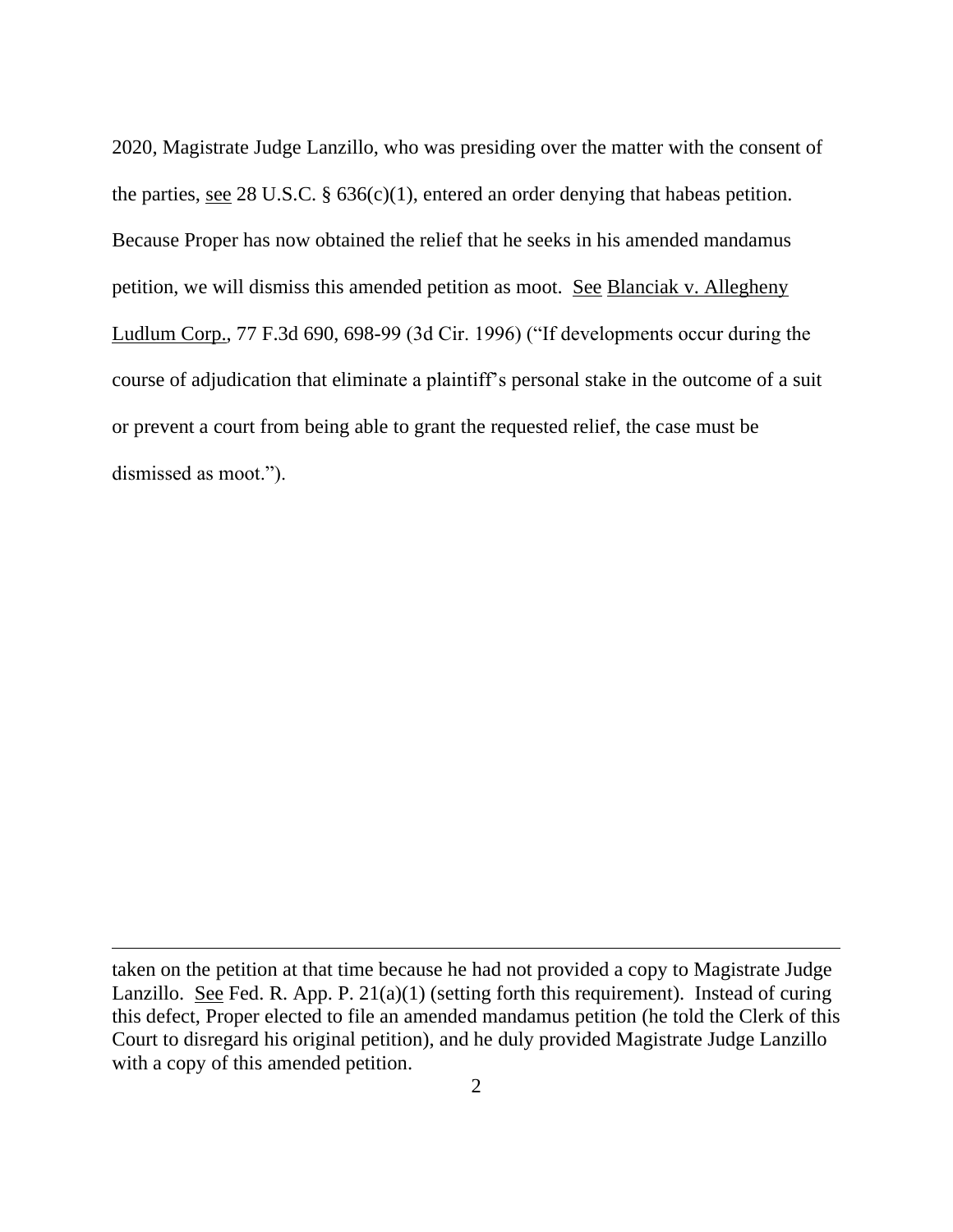2020, Magistrate Judge Lanzillo, who was presiding over the matter with the consent of the parties, see 28 U.S.C. § 636(c)(1), entered an order denying that habeas petition. Because Proper has now obtained the relief that he seeks in his amended mandamus petition, we will dismiss this amended petition as moot. See Blanciak v. Allegheny Ludlum Corp., 77 F.3d 690, 698-99 (3d Cir. 1996) ("If developments occur during the course of adjudication that eliminate a plaintiff's personal stake in the outcome of a suit or prevent a court from being able to grant the requested relief, the case must be dismissed as moot.").

---

taken on the petition at that time because he had not provided a copy to Magistrate Judge Lanzillo. See Fed. R. App. P. 21(a)(1) (setting forth this requirement). Instead of curing this defect, Proper elected to file an amended mandamus petition (he told the Clerk of this Court to disregard his original petition), and he duly provided Magistrate Judge Lanzillo with a copy of this amended petition.